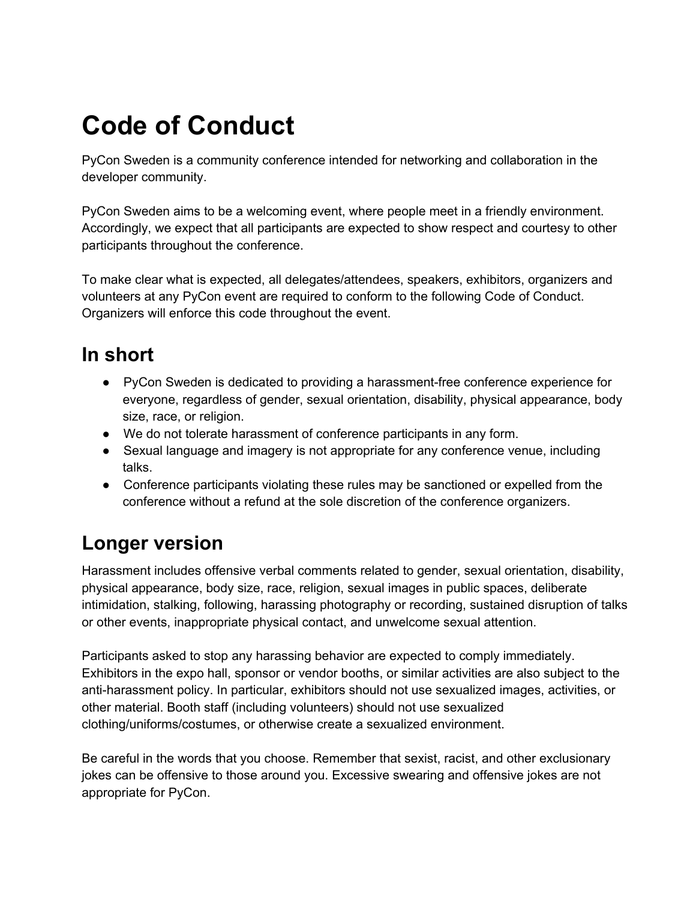# Code of Conduct

PyCon Sweden is a community conference intended for networking and collaboration in the developer community.

PyCon Sweden aims to be a welcoming event, where people meet in a friendly environment. Accordingly, we expect that all participants are expected to show respect and courtesy to other participants throughout the conference.

To make clear what is expected, all delegates/attendees, speakers, exhibitors, organizers and volunteers at any PyCon event are required to conform to the following Code of Conduct. Organizers will enforce this code throughout the event.

## In short

- PyCon Sweden is dedicated to providing a harassment-free conference experience for everyone, regardless of gender, sexual orientation, disability, physical appearance, body size, race, or religion.
- We do not tolerate harassment of conference participants in any form.
- Sexual language and imagery is not appropriate for any conference venue, including talks.
- Conference participants violating these rules may be sanctioned or expelled from the conference without a refund at the sole discretion of the conference organizers.

## Longer version

Harassment includes offensive verbal comments related to gender, sexual orientation, disability, physical appearance, body size, race, religion, sexual images in public spaces, deliberate intimidation, stalking, following, harassing photography or recording, sustained disruption of talks or other events, inappropriate physical contact, and unwelcome sexual attention.

Participants asked to stop any harassing behavior are expected to comply immediately. Exhibitors in the expo hall, sponsor or vendor booths, or similar activities are also subject to the anti-harassment policy. In particular, exhibitors should not use sexualized images, activities, or other material. Booth staff (including volunteers) should not use sexualized clothing/uniforms/costumes, or otherwise create a sexualized environment.

Be careful in the words that you choose. Remember that sexist, racist, and other exclusionary jokes can be offensive to those around you. Excessive swearing and offensive jokes are not appropriate for PyCon.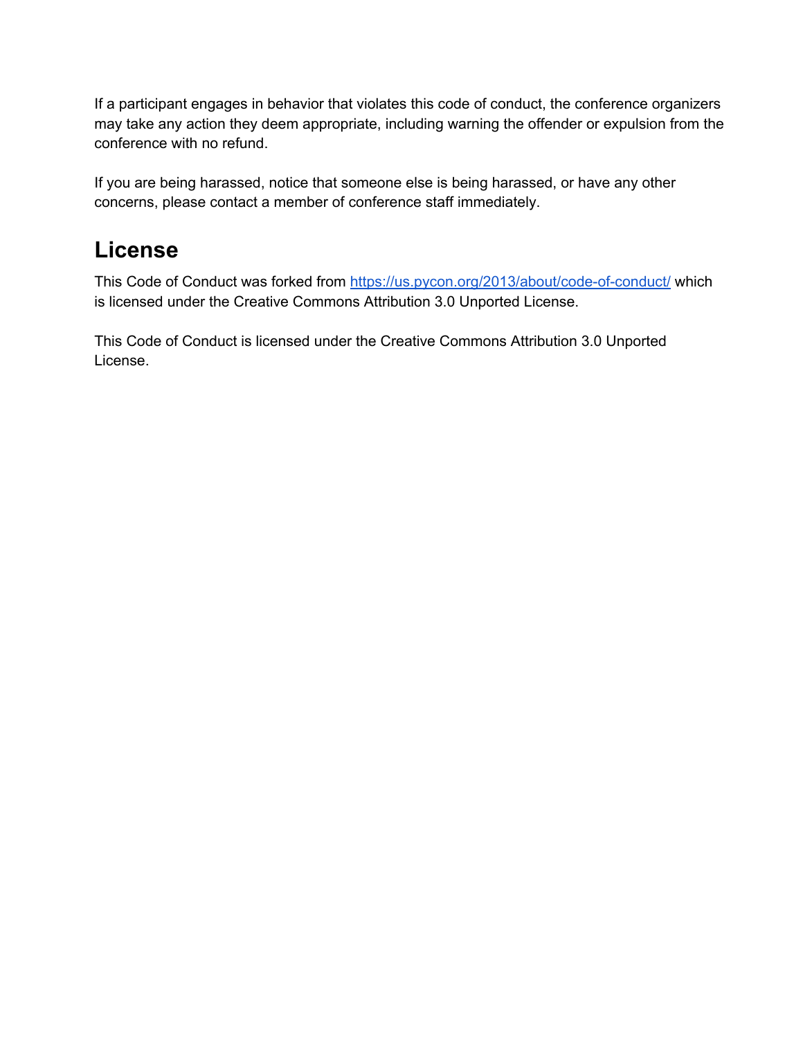If a participant engages in behavior that violates this code of conduct, the conference organizers may take any action they deem appropriate, including warning the offender or expulsion from the conference with no refund.

If you are being harassed, notice that someone else is being harassed, or have any other concerns, please contact a member of conference staff immediately.

## License

This Code of Conduct was forked from [https://us.pycon.org/2013/about/code-of-conduct/](https://us.pycon.org/2013/about/code-of-conduct/) which is licensed under the Creative Commons Attribution 3.0 Unported License.

This Code of Conduct is licensed under the Creative Commons Attribution 3.0 Unported License.